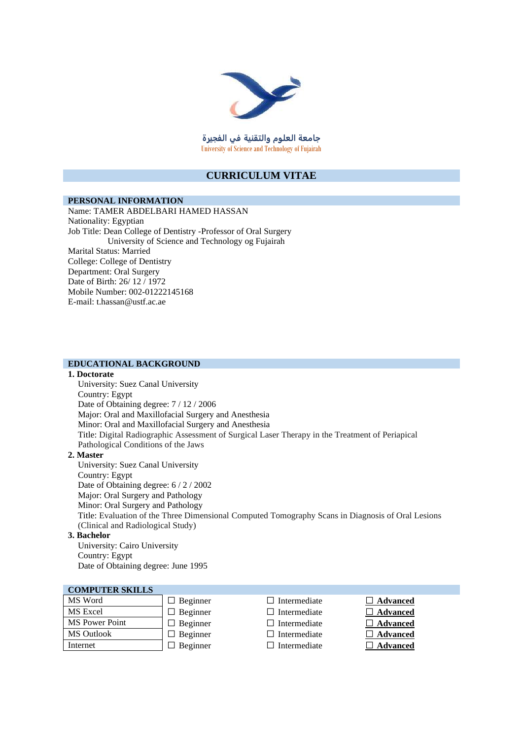جامعة العلوم والتقنية في الفجيرة

University of Science and Technology of Fujairah

# CURRICULUM VITAE

## PERSONAL INFORMATION

Name: TAMER ABDELBARI HAMED HASSAN
Nationality: Egyptian
Job Title: Dean College of Dentistry -Professor of Oral Surgery
University of Science and Technology og Fujairah
Marital Status: Married
College: College of Dentistry
Department: Oral Surgery
Date of Birth: 26/ 12 / 1972
Mobile Number: 002-01222145168
E-mail: t.hassan@ustf.ac.ae

## EDUCATIONAL BACKGROUND

**1. Doctorate**

University: Suez Canal University
Country: Egypt
Date of Obtaining degree: 7 / 12 / 2006
Major: Oral and Maxillofacial Surgery and Anesthesia
Minor: Oral and Maxillofacial Surgery and Anesthesia
Title: Digital Radiographic Assessment of Surgical Laser Therapy in the Treatment of Periapical Pathological Conditions of the Jaws

**2. Master**

University: Suez Canal University
Country: Egypt
Date of Obtaining degree: 6 / 2 / 2002
Major: Oral Surgery and Pathology
Minor: Oral Surgery and Pathology
Title: Evaluation of the Three Dimensional Computed Tomography Scans in Diagnosis of Oral Lesions (Clinical and Radiological Study)

**3. Bachelor**

University: Cairo University
Country: Egypt
Date of Obtaining degree: June 1995

## COMPUTER SKILLS

| | | | |
|---|---|---|---|
| MS Word | ☐ Beginner | ☐ Intermediate | ☐ **Advanced** |
| MS Excel | ☐ Beginner | ☐ Intermediate | ☐ **Advanced** |
| MS Power Point | ☐ Beginner | ☐ Intermediate | ☐ **Advanced** |
| MS Outlook | ☐ Beginner | ☐ Intermediate | ☐ **Advanced** |
| Internet | ☐ Beginner | ☐ Intermediate | ☐ **Advanced** |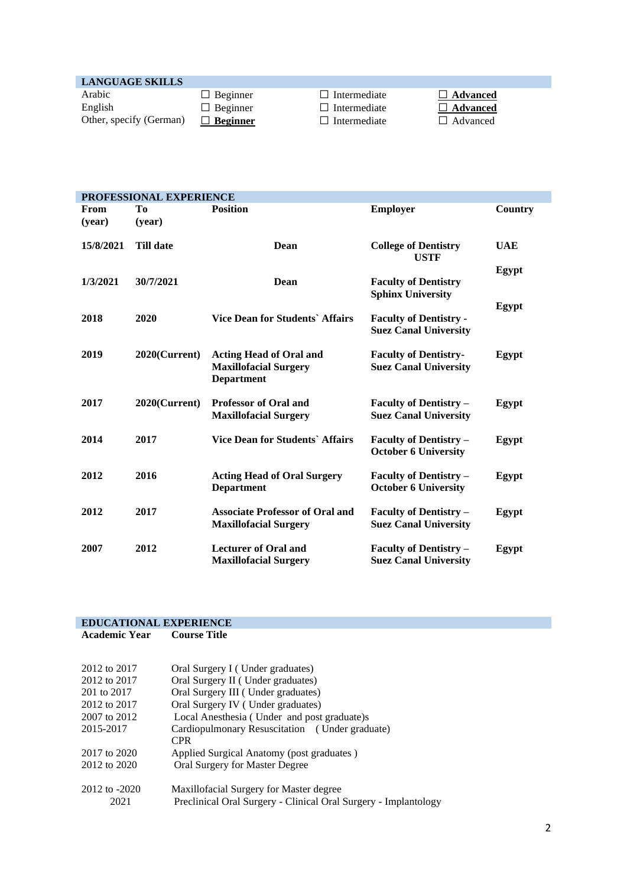## LANGUAGE SKILLS

| | | | |
|---|---|---|---|
| Arabic | ☐ Beginner | ☐ Intermediate | ☐ **Advanced** |
| English | ☐ Beginner | ☐ Intermediate | ☐ **Advanced** |
| Other, specify (German) | ☐ **Beginner** | ☐ Intermediate | ☐ Advanced |

## PROFESSIONAL EXPERIENCE

| From (year) | To (year) | Position | Employer | Country |
|---|---|---|---|---|
| **15/8/2021** | **Till date** | **Dean** | **College of Dentistry USTF** | **UAE** |
| **1/3/2021** | **30/7/2021** | **Dean** | **Faculty of Dentistry Sphinx University** | **Egypt** |
| **2018** | **2020** | **Vice Dean for Students` Affairs** | **Faculty of Dentistry - Suez Canal University** | **Egypt** |
| **2019** | **2020(Current)** | **Acting Head of Oral and Maxillofacial Surgery Department** | **Faculty of Dentistry- Suez Canal University** | **Egypt** |
| **2017** | **2020(Current)** | **Professor of Oral and Maxillofacial Surgery** | **Faculty of Dentistry – Suez Canal University** | **Egypt** |
| **2014** | **2017** | **Vice Dean for Students` Affairs** | **Faculty of Dentistry – October 6 University** | **Egypt** |
| **2012** | **2016** | **Acting Head of Oral Surgery Department** | **Faculty of Dentistry – October 6 University** | **Egypt** |
| **2012** | **2017** | **Associate Professor of Oral and Maxillofacial Surgery** | **Faculty of Dentistry – Suez Canal University** | **Egypt** |
| **2007** | **2012** | **Lecturer of Oral and Maxillofacial Surgery** | **Faculty of Dentistry – Suez Canal University** | **Egypt** |

## EDUCATIONAL EXPERIENCE

| Academic Year | Course Title |
|---|---|
| 2012 to 2017 | Oral Surgery I ( Under graduates) |
| 2012 to 2017 | Oral Surgery II ( Under graduates) |
| 201 to 2017 | Oral Surgery III ( Under graduates) |
| 2012 to 2017 | Oral Surgery IV ( Under graduates) |
| 2007 to 2012 | Local Anesthesia ( Under and post graduate)s |
| 2015-2017 | Cardiopulmonary Resuscitation ( Under graduate) CPR |
| 2017 to 2020 | Applied Surgical Anatomy (post graduates ) |
| 2012 to 2020 | Oral Surgery for Master Degree |
| 2012 to -2020 | Maxillofacial Surgery for Master degree |
| 2021 | Preclinical Oral Surgery - Clinical Oral Surgery - Implantology |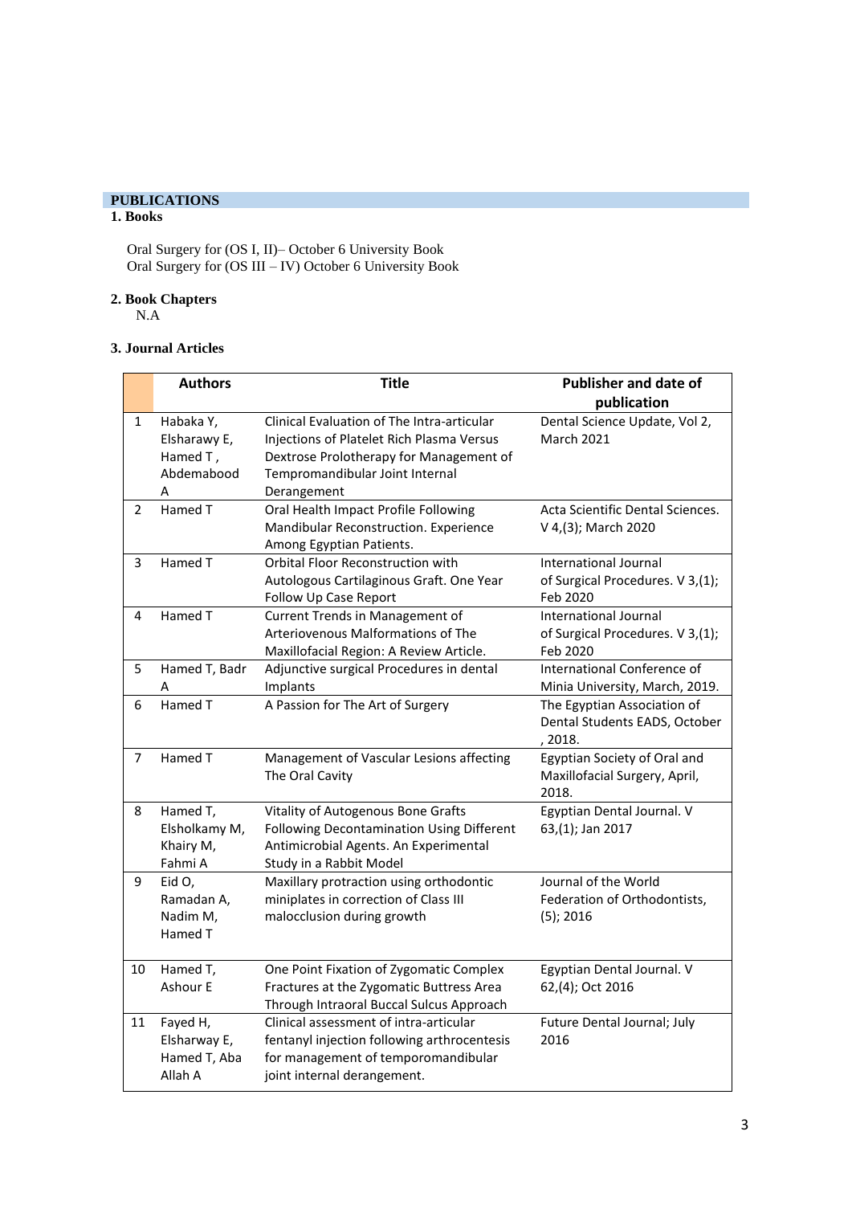## PUBLICATIONS

### 1. Books

Oral Surgery for (OS I, II)– October 6 University Book
Oral Surgery for (OS III – IV) October 6 University Book

### 2. Book Chapters

N.A

### 3. Journal Articles

| | Authors | Title | Publisher and date of publication |
|---|---|---|---|
| 1 | Habaka Y, Elsharawy E, Hamed T , Abdemabood A | Clinical Evaluation of The Intra-articular Injections of Platelet Rich Plasma Versus Dextrose Prolotherapy for Management of Tempromandibular Joint Internal Derangement | Dental Science Update, Vol 2, March 2021 |
| 2 | Hamed T | Oral Health Impact Profile Following Mandibular Reconstruction. Experience Among Egyptian Patients. | Acta Scientific Dental Sciences. V 4,(3); March 2020 |
| 3 | Hamed T | Orbital Floor Reconstruction with Autologous Cartilaginous Graft. One Year Follow Up Case Report | International Journal of Surgical Procedures. V 3,(1); Feb 2020 |
| 4 | Hamed T | Current Trends in Management of Arteriovenous Malformations of The Maxillofacial Region: A Review Article. | International Journal of Surgical Procedures. V 3,(1); Feb 2020 |
| 5 | Hamed T, Badr A | Adjunctive surgical Procedures in dental Implants | International Conference of Minia University, March, 2019. |
| 6 | Hamed T | A Passion for The Art of Surgery | The Egyptian Association of Dental Students EADS, October , 2018. |
| 7 | Hamed T | Management of Vascular Lesions affecting The Oral Cavity | Egyptian Society of Oral and Maxillofacial Surgery, April, 2018. |
| 8 | Hamed T, Elsholkamy M, Khairy M, Fahmi A | Vitality of Autogenous Bone Grafts Following Decontamination Using Different Antimicrobial Agents. An Experimental Study in a Rabbit Model | Egyptian Dental Journal. V 63,(1); Jan 2017 |
| 9 | Eid O, Ramadan A, Nadim M, Hamed T | Maxillary protraction using orthodontic miniplates in correction of Class III malocclusion during growth | Journal of the World Federation of Orthodontists, (5); 2016 |
| 10 | Hamed T, Ashour E | One Point Fixation of Zygomatic Complex Fractures at the Zygomatic Buttress Area Through Intraoral Buccal Sulcus Approach | Egyptian Dental Journal. V 62,(4); Oct 2016 |
| 11 | Fayed H, Elsharway E, Hamed T, Aba Allah A | Clinical assessment of intra-articular fentanyl injection following arthrocentesis for management of temporomandibular joint internal derangement. | Future Dental Journal; July 2016 |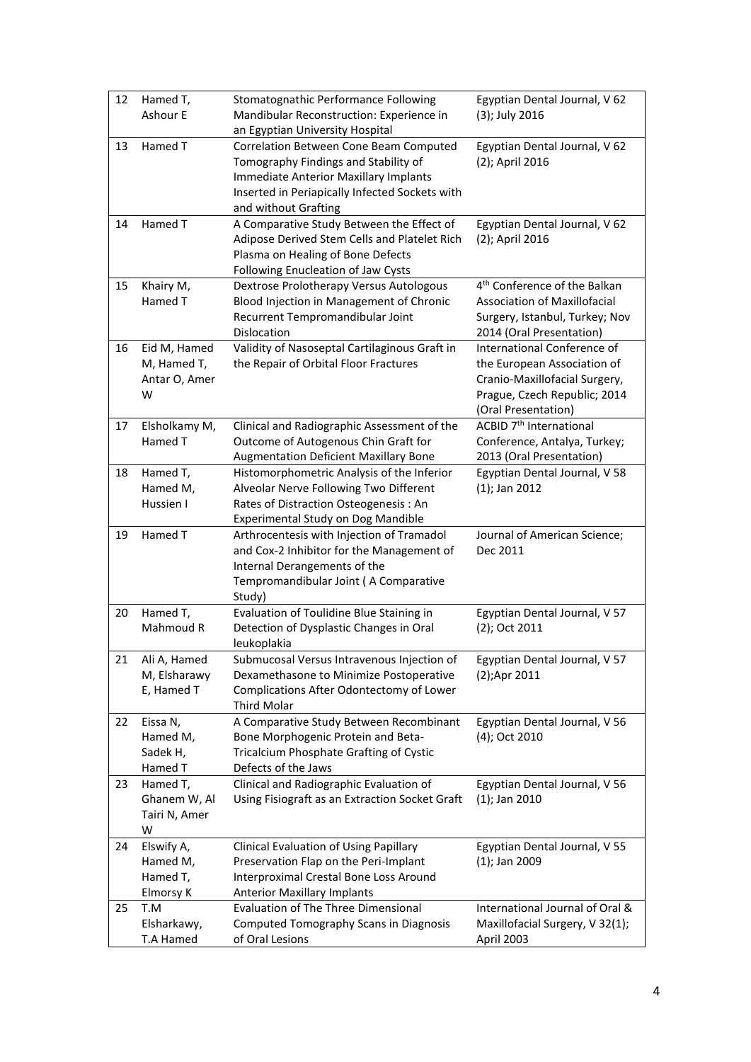| 12 | Hamed T, Ashour E | Stomatognathic Performance Following Mandibular Reconstruction: Experience in an Egyptian University Hospital | Egyptian Dental Journal, V 62 (3); July 2016 |
|---|---|---|---|
| 13 | Hamed T | Correlation Between Cone Beam Computed Tomography Findings and Stability of Immediate Anterior Maxillary Implants Inserted in Periapically Infected Sockets with and without Grafting | Egyptian Dental Journal, V 62 (2); April 2016 |
| 14 | Hamed T | A Comparative Study Between the Effect of Adipose Derived Stem Cells and Platelet Rich Plasma on Healing of Bone Defects Following Enucleation of Jaw Cysts | Egyptian Dental Journal, V 62 (2); April 2016 |
| 15 | Khairy M, Hamed T | Dextrose Prolotherapy Versus Autologous Blood Injection in Management of Chronic Recurrent Tempromandibular Joint Dislocation | 4th Conference of the Balkan Association of Maxillofacial Surgery, Istanbul, Turkey; Nov 2014 (Oral Presentation) |
| 16 | Eid M, Hamed M, Hamed T, Antar O, Amer W | Validity of Nasoseptal Cartilaginous Graft in the Repair of Orbital Floor Fractures | International Conference of the European Association of Cranio-Maxillofacial Surgery, Prague, Czech Republic; 2014 (Oral Presentation) |
| 17 | Elsholkamy M, Hamed T | Clinical and Radiographic Assessment of the Outcome of Autogenous Chin Graft for Augmentation Deficient Maxillary Bone | ACBID 7th International Conference, Antalya, Turkey; 2013 (Oral Presentation) |
| 18 | Hamed T, Hamed M, Hussien I | Histomorphometric Analysis of the Inferior Alveolar Nerve Following Two Different Rates of Distraction Osteogenesis : An Experimental Study on Dog Mandible | Egyptian Dental Journal, V 58 (1); Jan 2012 |
| 19 | Hamed T | Arthrocentesis with Injection of Tramadol and Cox-2 Inhibitor for the Management of Internal Derangements of the Tempromandibular Joint ( A Comparative Study) | Journal of American Science; Dec 2011 |
| 20 | Hamed T, Mahmoud R | Evaluation of Toulidine Blue Staining in Detection of Dysplastic Changes in Oral leukoplakia | Egyptian Dental Journal, V 57 (2); Oct 2011 |
| 21 | Ali A, Hamed M, Elsharawy E, Hamed T | Submucosal Versus Intravenous Injection of Dexamethasone to Minimize Postoperative Complications After Odontectomy of Lower Third Molar | Egyptian Dental Journal, V 57 (2);Apr 2011 |
| 22 | Eissa N, Hamed M, Sadek H, Hamed T | A Comparative Study Between Recombinant Bone Morphogenic Protein and Beta-Tricalcium Phosphate Grafting of Cystic Defects of the Jaws | Egyptian Dental Journal, V 56 (4); Oct 2010 |
| 23 | Hamed T, Ghanem W, Al Tairi N, Amer W | Clinical and Radiographic Evaluation of Using Fisiograft as an Extraction Socket Graft | Egyptian Dental Journal, V 56 (1); Jan 2010 |
| 24 | Elswify A, Hamed M, Hamed T, Elmorsy K | Clinical Evaluation of Using Papillary Preservation Flap on the Peri-Implant Interproximal Crestal Bone Loss Around Anterior Maxillary Implants | Egyptian Dental Journal, V 55 (1); Jan 2009 |
| 25 | T.M Elsharkawy, T.A Hamed | Evaluation of The Three Dimensional Computed Tomography Scans in Diagnosis of Oral Lesions | International Journal of Oral & Maxillofacial Surgery, V 32(1); April 2003 |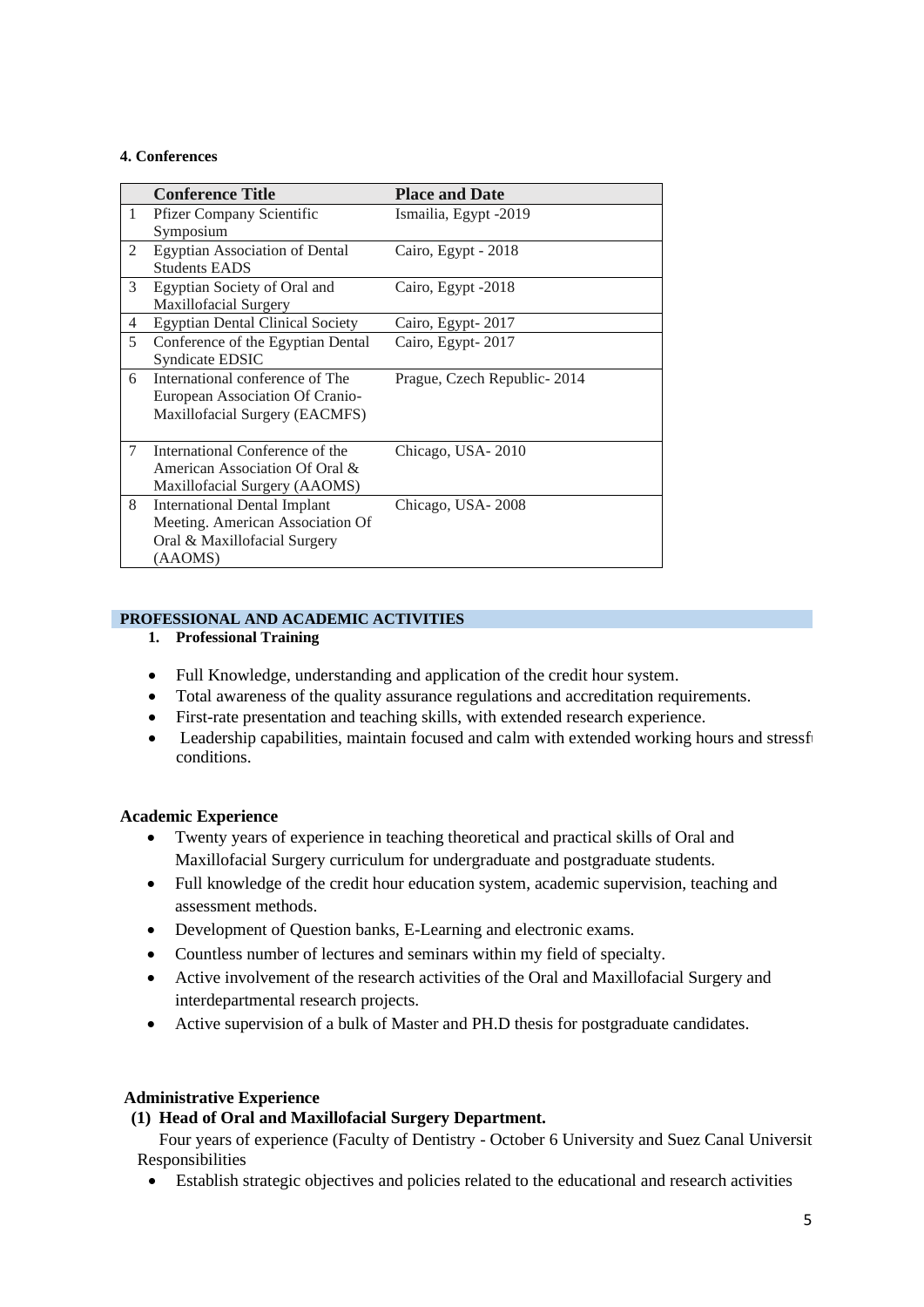**4. Conferences**

| | Conference Title | Place and Date |
|---|---|---|
| 1 | Pfizer Company Scientific Symposium | Ismailia, Egypt -2019 |
| 2 | Egyptian Association of Dental Students EADS | Cairo, Egypt - 2018 |
| 3 | Egyptian Society of Oral and Maxillofacial Surgery | Cairo, Egypt -2018 |
| 4 | Egyptian Dental Clinical Society | Cairo, Egypt- 2017 |
| 5 | Conference of the Egyptian Dental Syndicate EDSIC | Cairo, Egypt- 2017 |
| 6 | International conference of The European Association Of Cranio-Maxillofacial Surgery (EACMFS) | Prague, Czech Republic- 2014 |
| 7 | International Conference of the American Association Of Oral & Maxillofacial Surgery (AAOMS) | Chicago, USA- 2010 |
| 8 | International Dental Implant Meeting. American Association Of Oral & Maxillofacial Surgery (AAOMS) | Chicago, USA- 2008 |

## PROFESSIONAL AND ACADEMIC ACTIVITIES

**1. Professional Training**

- Full Knowledge, understanding and application of the credit hour system.
- Total awareness of the quality assurance regulations and accreditation requirements.
- First-rate presentation and teaching skills, with extended research experience.
- Leadership capabilities, maintain focused and calm with extended working hours and stressfu conditions.

**Academic Experience**

- Twenty years of experience in teaching theoretical and practical skills of Oral and Maxillofacial Surgery curriculum for undergraduate and postgraduate students.
- Full knowledge of the credit hour education system, academic supervision, teaching and assessment methods.
- Development of Question banks, E-Learning and electronic exams.
- Countless number of lectures and seminars within my field of specialty.
- Active involvement of the research activities of the Oral and Maxillofacial Surgery and interdepartmental research projects.
- Active supervision of a bulk of Master and PH.D thesis for postgraduate candidates.

**Administrative Experience**

**(1) Head of Oral and Maxillofacial Surgery Department.**

Four years of experience (Faculty of Dentistry - October 6 University and Suez Canal Universit

Responsibilities

- Establish strategic objectives and policies related to the educational and research activities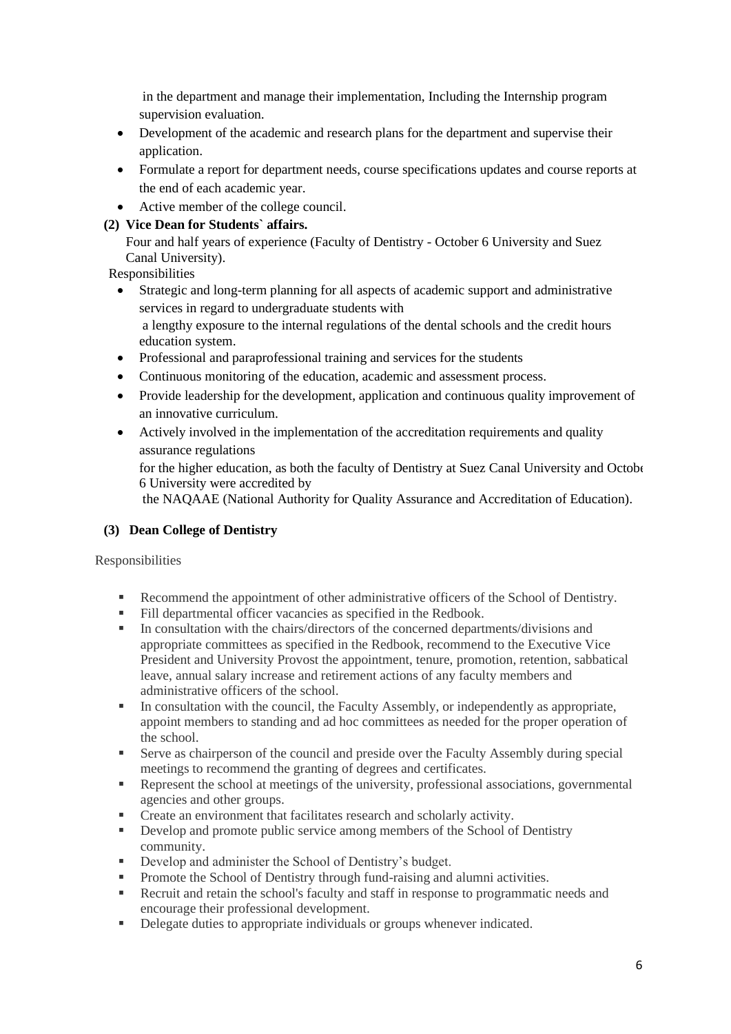in the department and manage their implementation, Including the Internship program supervision evaluation.

- Development of the academic and research plans for the department and supervise their application.
- Formulate a report for department needs, course specifications updates and course reports at the end of each academic year.
- Active member of the college council.

**(2) Vice Dean for Students` affairs.**

Four and half years of experience (Faculty of Dentistry - October 6 University and Suez Canal University).

Responsibilities

- Strategic and long-term planning for all aspects of academic support and administrative services in regard to undergraduate students with a lengthy exposure to the internal regulations of the dental schools and the credit hours education system.
- Professional and paraprofessional training and services for the students
- Continuous monitoring of the education, academic and assessment process.
- Provide leadership for the development, application and continuous quality improvement of an innovative curriculum.
- Actively involved in the implementation of the accreditation requirements and quality assurance regulations for the higher education, as both the faculty of Dentistry at Suez Canal University and October 6 University were accredited by the NAQAAE (National Authority for Quality Assurance and Accreditation of Education).

**(3) Dean College of Dentistry**

Responsibilities

- Recommend the appointment of other administrative officers of the School of Dentistry.
- Fill departmental officer vacancies as specified in the Redbook.
- In consultation with the chairs/directors of the concerned departments/divisions and appropriate committees as specified in the Redbook, recommend to the Executive Vice President and University Provost the appointment, tenure, promotion, retention, sabbatical leave, annual salary increase and retirement actions of any faculty members and administrative officers of the school.
- In consultation with the council, the Faculty Assembly, or independently as appropriate, appoint members to standing and ad hoc committees as needed for the proper operation of the school.
- Serve as chairperson of the council and preside over the Faculty Assembly during special meetings to recommend the granting of degrees and certificates.
- Represent the school at meetings of the university, professional associations, governmental agencies and other groups.
- Create an environment that facilitates research and scholarly activity.
- Develop and promote public service among members of the School of Dentistry community.
- Develop and administer the School of Dentistry's budget.
- Promote the School of Dentistry through fund-raising and alumni activities.
- Recruit and retain the school's faculty and staff in response to programmatic needs and encourage their professional development.
- Delegate duties to appropriate individuals or groups whenever indicated.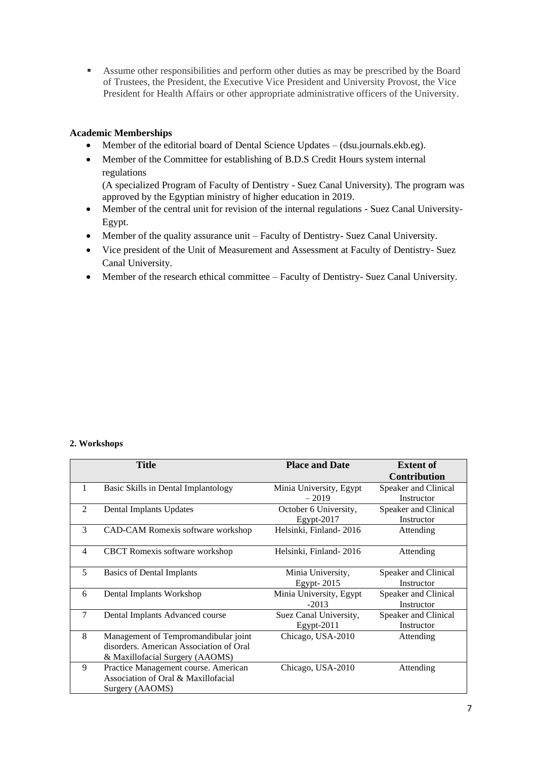- Assume other responsibilities and perform other duties as may be prescribed by the Board of Trustees, the President, the Executive Vice President and University Provost, the Vice President for Health Affairs or other appropriate administrative officers of the University.

**Academic Memberships**

- Member of the editorial board of Dental Science Updates – (dsu.journals.ekb.eg).
- Member of the Committee for establishing of B.D.S Credit Hours system internal regulations
  (A specialized Program of Faculty of Dentistry - Suez Canal University). The program was approved by the Egyptian ministry of higher education in 2019.
- Member of the central unit for revision of the internal regulations - Suez Canal University- Egypt.
- Member of the quality assurance unit – Faculty of Dentistry- Suez Canal University.
- Vice president of the Unit of Measurement and Assessment at Faculty of Dentistry- Suez Canal University.
- Member of the research ethical committee – Faculty of Dentistry- Suez Canal University.

**2. Workshops**

| | Title | Place and Date | Extent of Contribution |
|---|---|---|---|
| 1 | Basic Skills in Dental Implantology | Minia University, Egypt – 2019 | Speaker and Clinical Instructor |
| 2 | Dental Implants Updates | October 6 University, Egypt-2017 | Speaker and Clinical Instructor |
| 3 | CAD-CAM Romexis software workshop | Helsinki, Finland- 2016 | Attending |
| 4 | CBCT Romexis software workshop | Helsinki, Finland- 2016 | Attending |
| 5 | Basics of Dental Implants | Minia University, Egypt- 2015 | Speaker and Clinical Instructor |
| 6 | Dental Implants Workshop | Minia University, Egypt -2013 | Speaker and Clinical Instructor |
| 7 | Dental Implants Advanced course | Suez Canal University, Egypt-2011 | Speaker and Clinical Instructor |
| 8 | Management of Tempromandibular joint disorders. American Association of Oral & Maxillofacial Surgery (AAOMS) | Chicago, USA-2010 | Attending |
| 9 | Practice Management course. American Association of Oral & Maxillofacial Surgery (AAOMS) | Chicago, USA-2010 | Attending |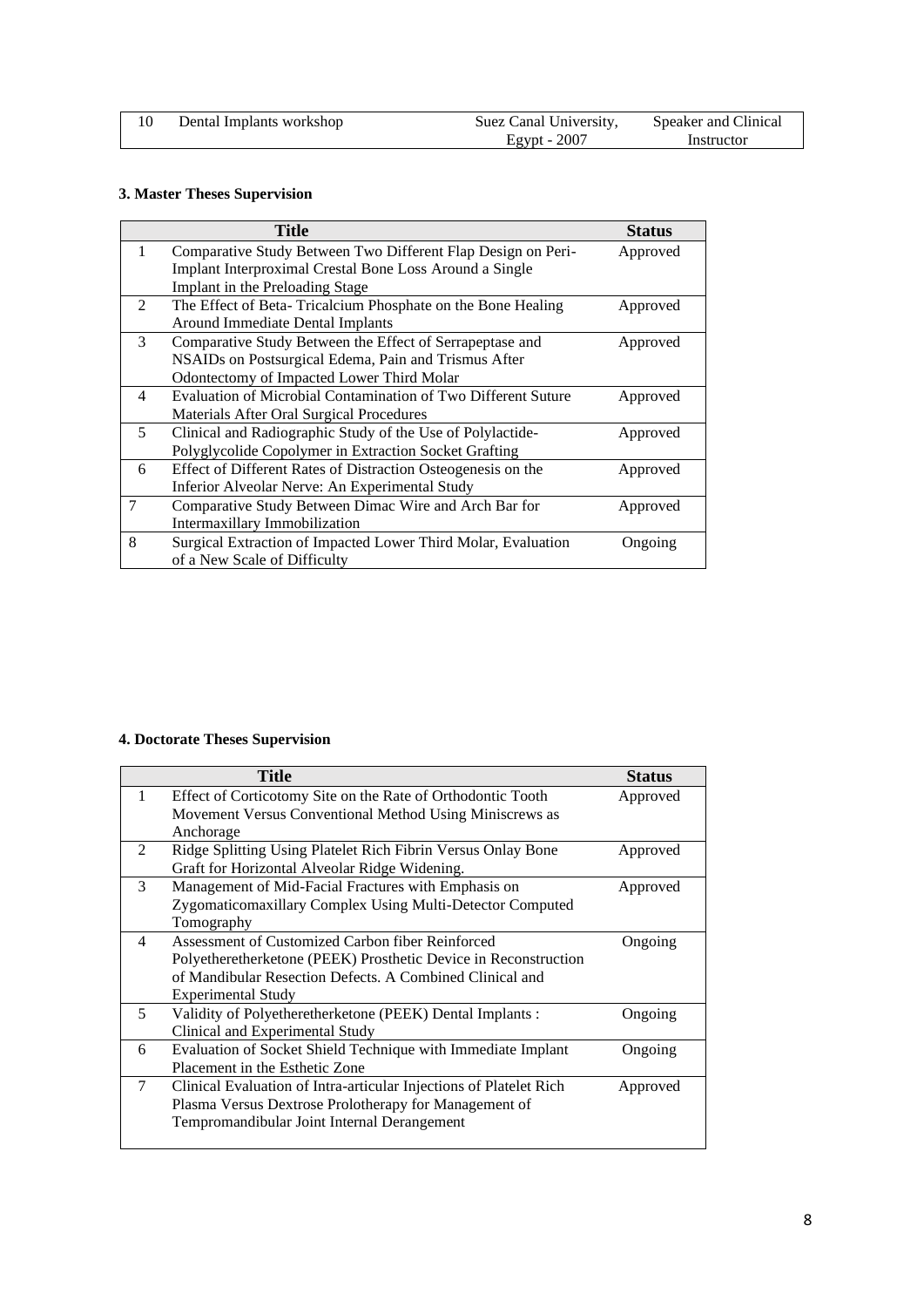| 10 | Dental Implants workshop | Suez Canal University, Egypt - 2007 | Speaker and Clinical Instructor |
|---|---|---|---|

**3. Master Theses Supervision**

| | Title | Status |
|---|---|---|
| 1 | Comparative Study Between Two Different Flap Design on Peri-Implant Interproximal Crestal Bone Loss Around a Single Implant in the Preloading Stage | Approved |
| 2 | The Effect of Beta- Tricalcium Phosphate on the Bone Healing Around Immediate Dental Implants | Approved |
| 3 | Comparative Study Between the Effect of Serrapeptase and NSAIDs on Postsurgical Edema, Pain and Trismus After Odontectomy of Impacted Lower Third Molar | Approved |
| 4 | Evaluation of Microbial Contamination of Two Different Suture Materials After Oral Surgical Procedures | Approved |
| 5 | Clinical and Radiographic Study of the Use of Polylactide-Polyglycolide Copolymer in Extraction Socket Grafting | Approved |
| 6 | Effect of Different Rates of Distraction Osteogenesis on the Inferior Alveolar Nerve: An Experimental Study | Approved |
| 7 | Comparative Study Between Dimac Wire and Arch Bar for Intermaxillary Immobilization | Approved |
| 8 | Surgical Extraction of Impacted Lower Third Molar, Evaluation of a New Scale of Difficulty | Ongoing |

**4. Doctorate Theses Supervision**

| | Title | Status |
|---|---|---|
| 1 | Effect of Corticotomy Site on the Rate of Orthodontic Tooth Movement Versus Conventional Method Using Miniscrews as Anchorage | Approved |
| 2 | Ridge Splitting Using Platelet Rich Fibrin Versus Onlay Bone Graft for Horizontal Alveolar Ridge Widening. | Approved |
| 3 | Management of Mid-Facial Fractures with Emphasis on Zygomaticomaxillary Complex Using Multi-Detector Computed Tomography | Approved |
| 4 | Assessment of Customized Carbon fiber Reinforced Polyetheretherketone (PEEK) Prosthetic Device in Reconstruction of Mandibular Resection Defects. A Combined Clinical and Experimental Study | Ongoing |
| 5 | Validity of Polyetheretherketone (PEEK) Dental Implants : Clinical and Experimental Study | Ongoing |
| 6 | Evaluation of Socket Shield Technique with Immediate Implant Placement in the Esthetic Zone | Ongoing |
| 7 | Clinical Evaluation of Intra-articular Injections of Platelet Rich Plasma Versus Dextrose Prolotherapy for Management of Tempromandibular Joint Internal Derangement | Approved |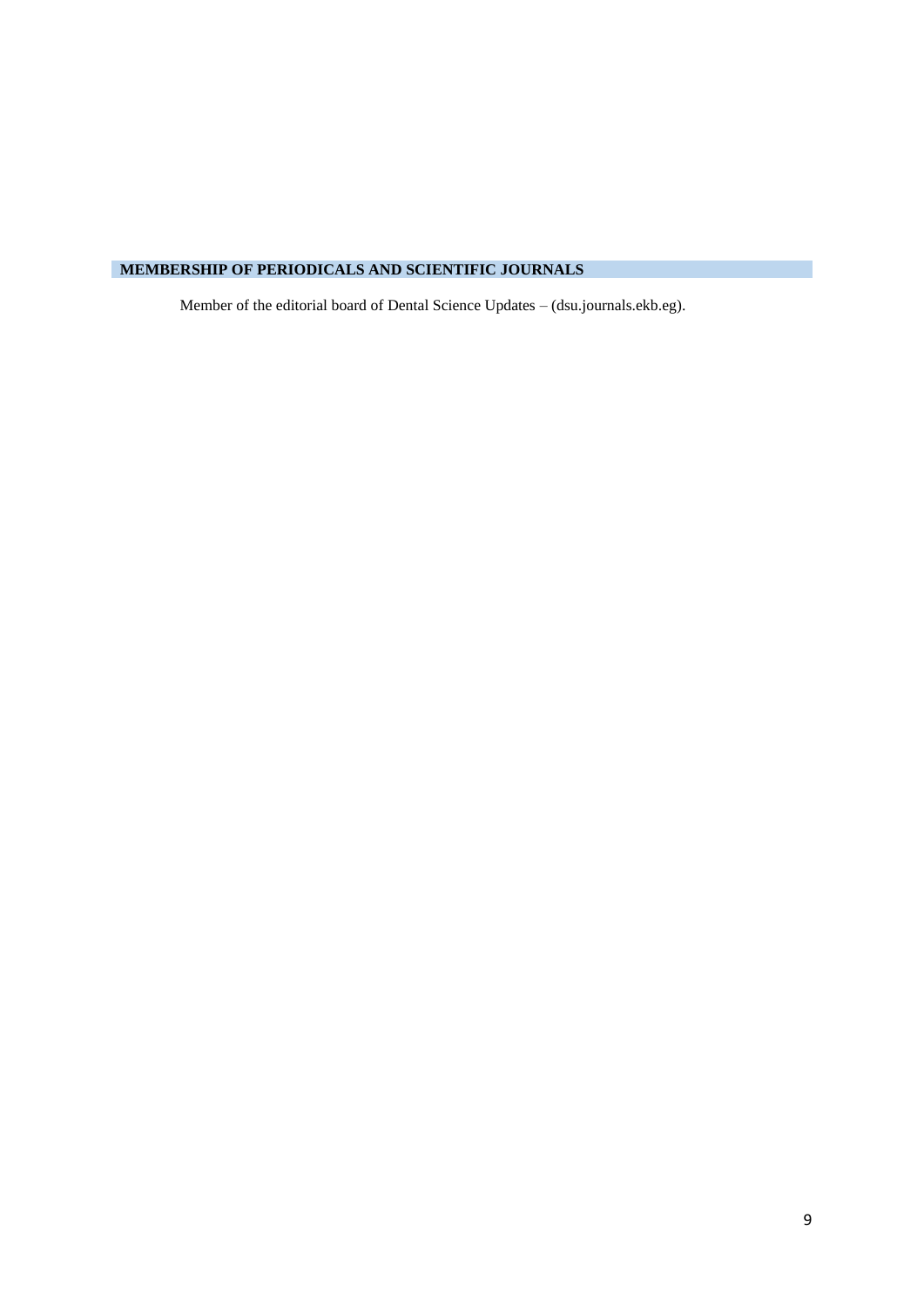## MEMBERSHIP OF PERIODICALS AND SCIENTIFIC JOURNALS

Member of the editorial board of Dental Science Updates – (dsu.journals.ekb.eg).